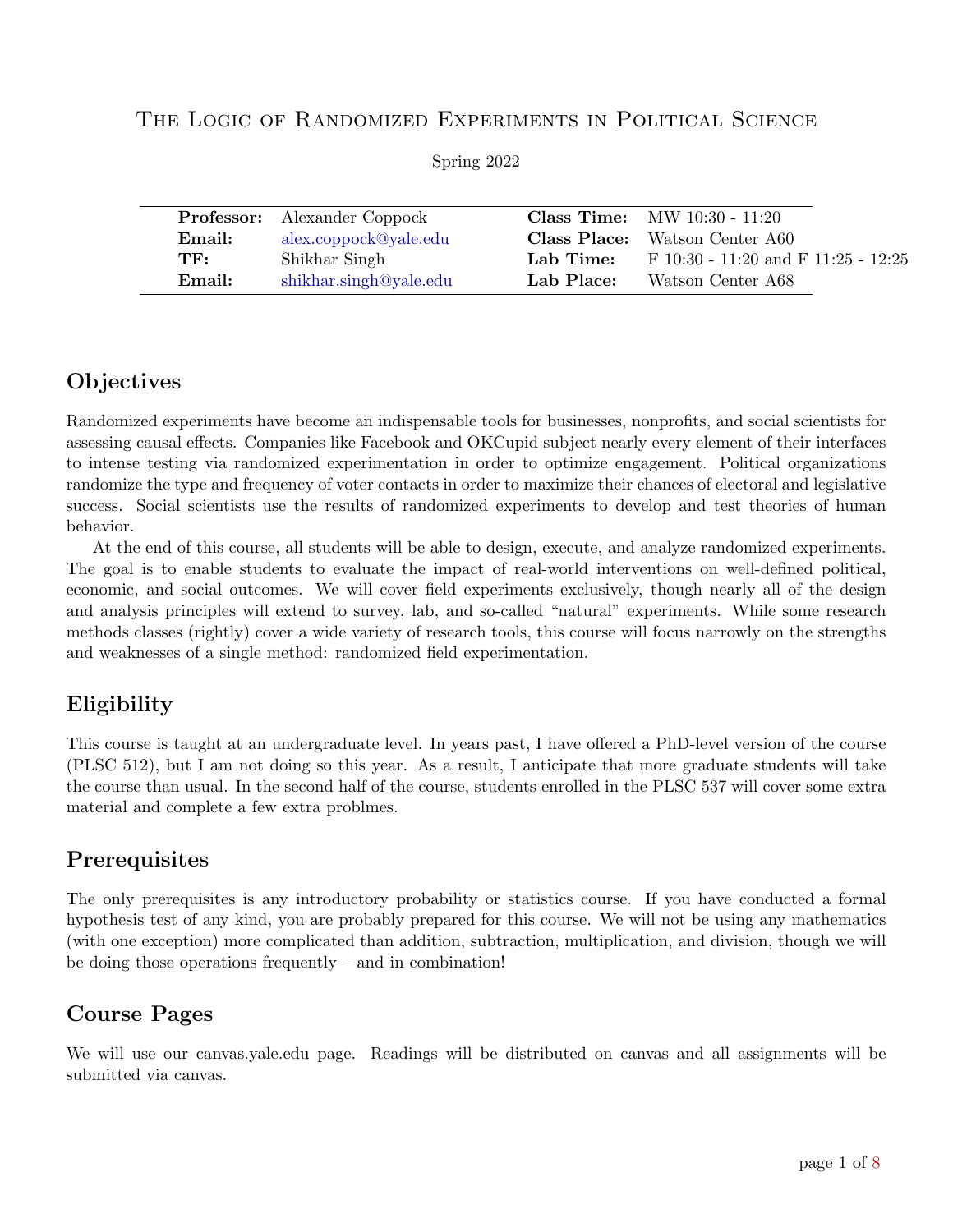# The Logic of Randomized Experiments in Political Science

Spring 2022

| | | | |
|---|---|---|---|
| **Professor:** | Alexander Coppock | **Class Time:** | MW 10:30 - 11:20 |
| **Email:** | alex.coppock@yale.edu | **Class Place:** | Watson Center A60 |
| **TF:** | Shikhar Singh | **Lab Time:** | F 10:30 - 11:20 and F 11:25 - 12:25 |
| **Email:** | shikhar.singh@yale.edu | **Lab Place:** | Watson Center A68 |

## Objectives

Randomized experiments have become an indispensable tools for businesses, nonprofits, and social scientists for assessing causal effects. Companies like Facebook and OKCupid subject nearly every element of their interfaces to intense testing via randomized experimentation in order to optimize engagement. Political organizations randomize the type and frequency of voter contacts in order to maximize their chances of electoral and legislative success. Social scientists use the results of randomized experiments to develop and test theories of human behavior.

At the end of this course, all students will be able to design, execute, and analyze randomized experiments. The goal is to enable students to evaluate the impact of real-world interventions on well-defined political, economic, and social outcomes. We will cover field experiments exclusively, though nearly all of the design and analysis principles will extend to survey, lab, and so-called "natural" experiments. While some research methods classes (rightly) cover a wide variety of research tools, this course will focus narrowly on the strengths and weaknesses of a single method: randomized field experimentation.

## Eligibility

This course is taught at an undergraduate level. In years past, I have offered a PhD-level version of the course (PLSC 512), but I am not doing so this year. As a result, I anticipate that more graduate students will take the course than usual. In the second half of the course, students enrolled in the PLSC 537 will cover some extra material and complete a few extra problmes.

## Prerequisites

The only prerequisites is any introductory probability or statistics course. If you have conducted a formal hypothesis test of any kind, you are probably prepared for this course. We will not be using any mathematics (with one exception) more complicated than addition, subtraction, multiplication, and division, though we will be doing those operations frequently – and in combination!

## Course Pages

We will use our canvas.yale.edu page. Readings will be distributed on canvas and all assignments will be submitted via canvas.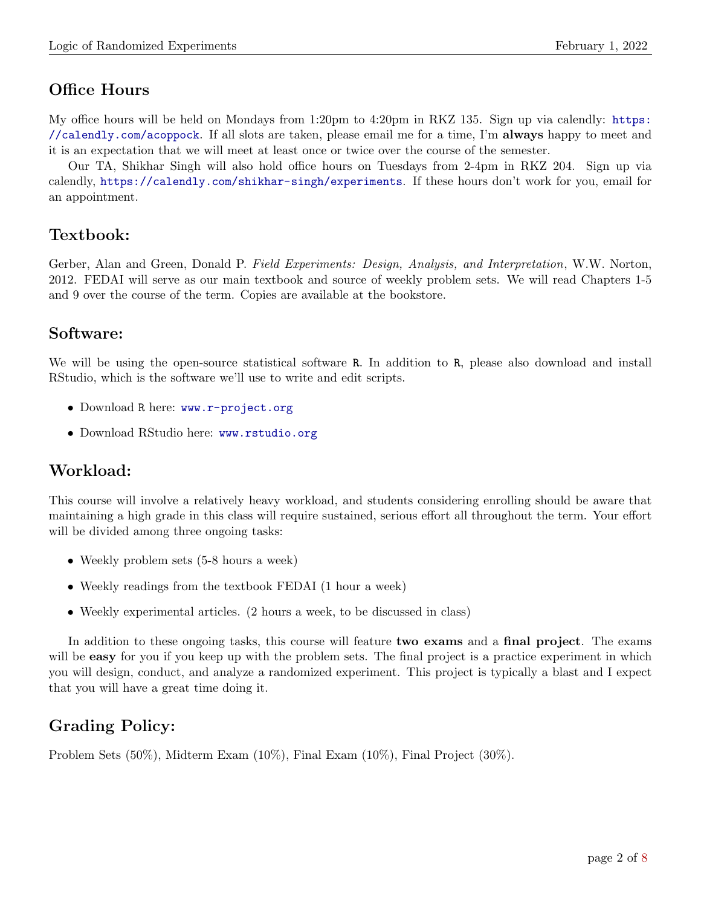## Office Hours

My office hours will be held on Mondays from 1:20pm to 4:20pm in RKZ 135. Sign up via calendly: https://calendly.com/acoppock. If all slots are taken, please email me for a time, I'm **always** happy to meet and it is an expectation that we will meet at least once or twice over the course of the semester.

Our TA, Shikhar Singh will also hold office hours on Tuesdays from 2-4pm in RKZ 204. Sign up via calendly, https://calendly.com/shikhar-singh/experiments. If these hours don't work for you, email for an appointment.

## Textbook:

Gerber, Alan and Green, Donald P. *Field Experiments: Design, Analysis, and Interpretation*, W.W. Norton, 2012. FEDAI will serve as our main textbook and source of weekly problem sets. We will read Chapters 1-5 and 9 over the course of the term. Copies are available at the bookstore.

## Software:

We will be using the open-source statistical software R. In addition to R, please also download and install RStudio, which is the software we'll use to write and edit scripts.

- Download R here: www.r-project.org
- Download RStudio here: www.rstudio.org

## Workload:

This course will involve a relatively heavy workload, and students considering enrolling should be aware that maintaining a high grade in this class will require sustained, serious effort all throughout the term. Your effort will be divided among three ongoing tasks:

- Weekly problem sets (5-8 hours a week)
- Weekly readings from the textbook FEDAI (1 hour a week)
- Weekly experimental articles. (2 hours a week, to be discussed in class)

In addition to these ongoing tasks, this course will feature **two exams** and a **final project**. The exams will be **easy** for you if you keep up with the problem sets. The final project is a practice experiment in which you will design, conduct, and analyze a randomized experiment. This project is typically a blast and I expect that you will have a great time doing it.

## Grading Policy:

Problem Sets (50%), Midterm Exam (10%), Final Exam (10%), Final Project (30%).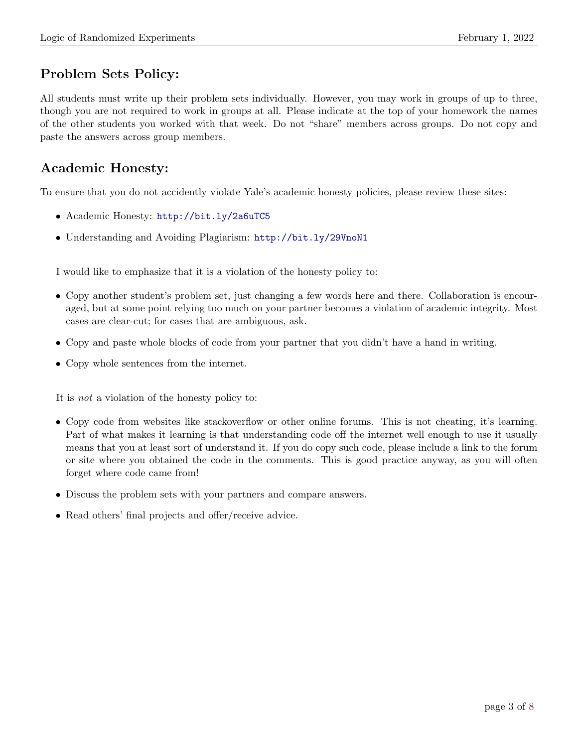## Problem Sets Policy:

All students must write up their problem sets individually. However, you may work in groups of up to three, though you are not required to work in groups at all. Please indicate at the top of your homework the names of the other students you worked with that week. Do not "share" members across groups. Do not copy and paste the answers across group members.

## Academic Honesty:

To ensure that you do not accidently violate Yale's academic honesty policies, please review these sites:

- Academic Honesty: http://bit.ly/2a6uTC5
- Understanding and Avoiding Plagiarism: http://bit.ly/29VnoN1

I would like to emphasize that it is a violation of the honesty policy to:

- Copy another student's problem set, just changing a few words here and there. Collaboration is encouraged, but at some point relying too much on your partner becomes a violation of academic integrity. Most cases are clear-cut; for cases that are ambiguous, ask.
- Copy and paste whole blocks of code from your partner that you didn't have a hand in writing.
- Copy whole sentences from the internet.

It is *not* a violation of the honesty policy to:

- Copy code from websites like stackoverflow or other online forums. This is not cheating, it's learning. Part of what makes it learning is that understanding code off the internet well enough to use it usually means that you at least sort of understand it. If you do copy such code, please include a link to the forum or site where you obtained the code in the comments. This is good practice anyway, as you will often forget where code came from!
- Discuss the problem sets with your partners and compare answers.
- Read others' final projects and offer/receive advice.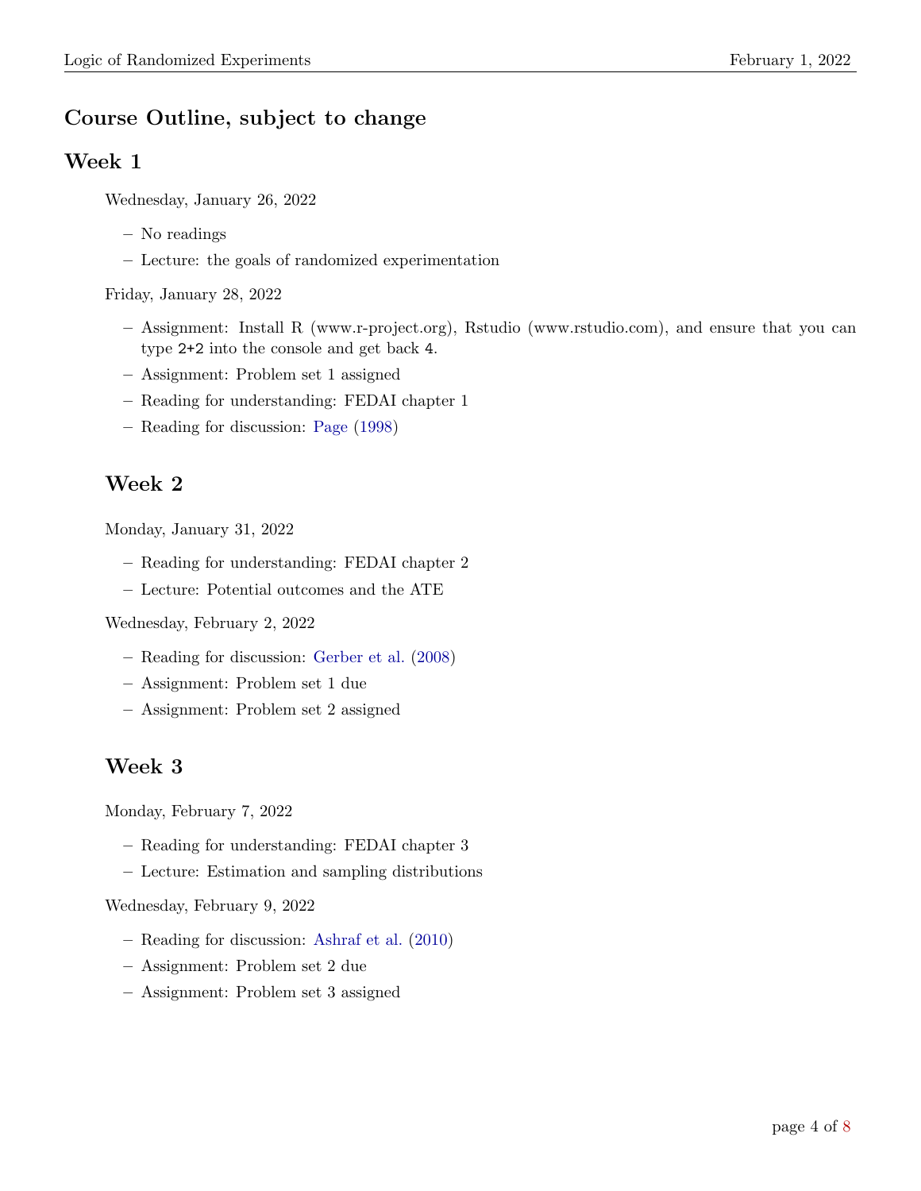## Course Outline, subject to change

### Week 1

Wednesday, January 26, 2022

- No readings
- Lecture: the goals of randomized experimentation

Friday, January 28, 2022

- Assignment: Install R (www.r-project.org), Rstudio (www.rstudio.com), and ensure that you can type `2+2` into the console and get back `4`.
- Assignment: Problem set 1 assigned
- Reading for understanding: FEDAI chapter 1
- Reading for discussion: Page (1998)

### Week 2

Monday, January 31, 2022

- Reading for understanding: FEDAI chapter 2
- Lecture: Potential outcomes and the ATE

Wednesday, February 2, 2022

- Reading for discussion: Gerber et al. (2008)
- Assignment: Problem set 1 due
- Assignment: Problem set 2 assigned

### Week 3

Monday, February 7, 2022

- Reading for understanding: FEDAI chapter 3
- Lecture: Estimation and sampling distributions

Wednesday, February 9, 2022

- Reading for discussion: Ashraf et al. (2010)
- Assignment: Problem set 2 due
- Assignment: Problem set 3 assigned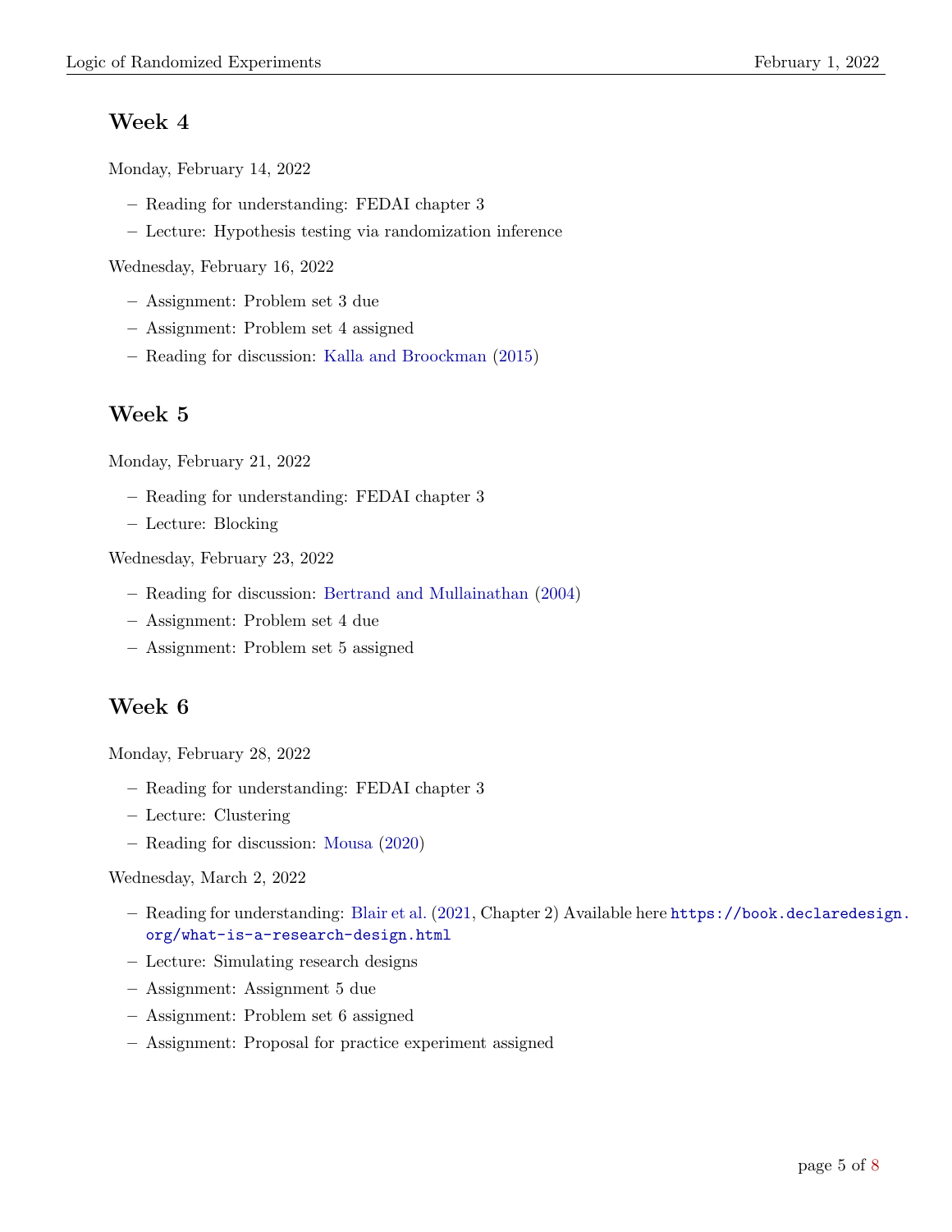## Week 4

Monday, February 14, 2022

- Reading for understanding: FEDAI chapter 3
- Lecture: Hypothesis testing via randomization inference

Wednesday, February 16, 2022

- Assignment: Problem set 3 due
- Assignment: Problem set 4 assigned
- Reading for discussion: Kalla and Broockman (2015)

## Week 5

Monday, February 21, 2022

- Reading for understanding: FEDAI chapter 3
- Lecture: Blocking

Wednesday, February 23, 2022

- Reading for discussion: Bertrand and Mullainathan (2004)
- Assignment: Problem set 4 due
- Assignment: Problem set 5 assigned

## Week 6

Monday, February 28, 2022

- Reading for understanding: FEDAI chapter 3
- Lecture: Clustering
- Reading for discussion: Mousa (2020)

Wednesday, March 2, 2022

- Reading for understanding: Blair et al. (2021, Chapter 2) Available here https://book.declaredesign.org/what-is-a-research-design.html
- Lecture: Simulating research designs
- Assignment: Assignment 5 due
- Assignment: Problem set 6 assigned
- Assignment: Proposal for practice experiment assigned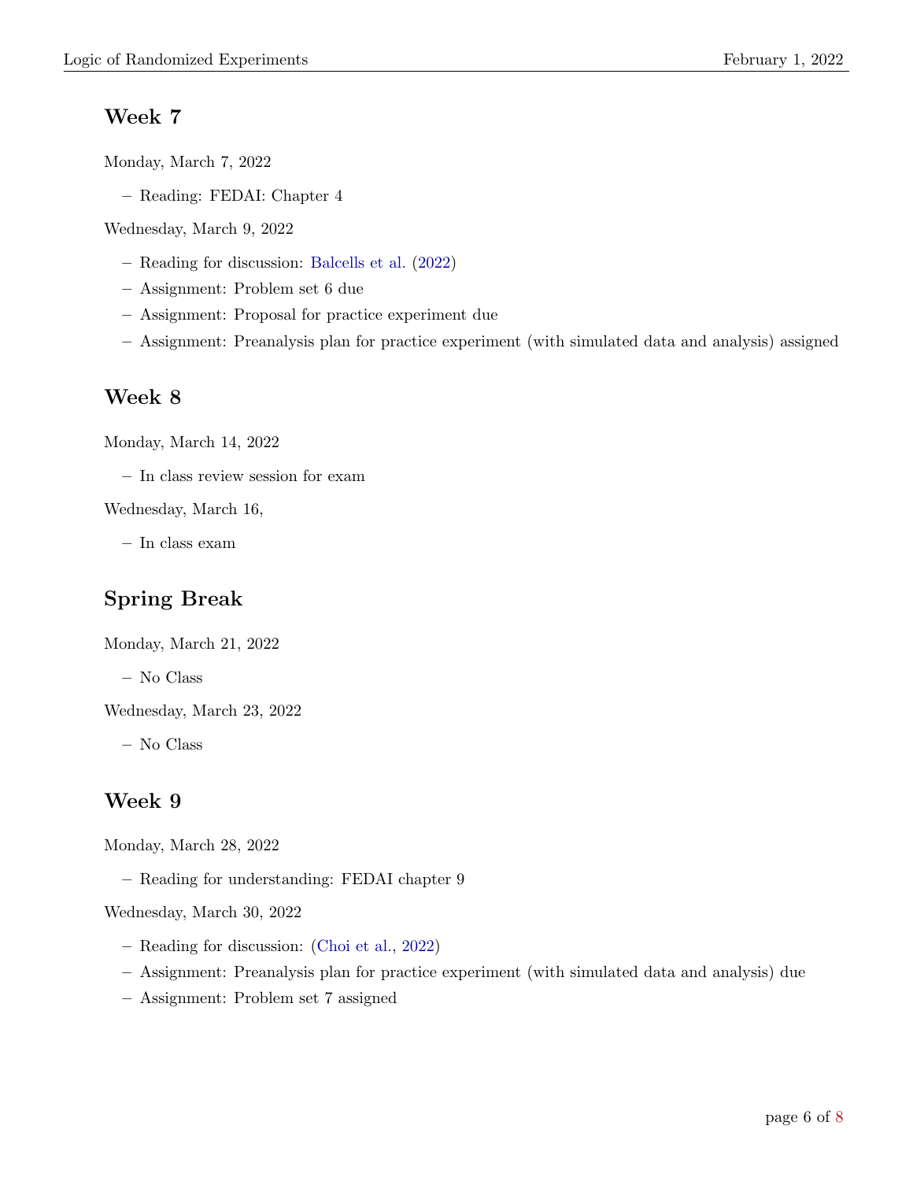## Week 7

Monday, March 7, 2022

- Reading: FEDAI: Chapter 4

Wednesday, March 9, 2022

- Reading for discussion: Balcells et al. (2022)
- Assignment: Problem set 6 due
- Assignment: Proposal for practice experiment due
- Assignment: Preanalysis plan for practice experiment (with simulated data and analysis) assigned

## Week 8

Monday, March 14, 2022

- In class review session for exam

Wednesday, March 16,

- In class exam

## Spring Break

Monday, March 21, 2022

- No Class

Wednesday, March 23, 2022

- No Class

## Week 9

Monday, March 28, 2022

- Reading for understanding: FEDAI chapter 9

Wednesday, March 30, 2022

- Reading for discussion: (Choi et al., 2022)
- Assignment: Preanalysis plan for practice experiment (with simulated data and analysis) due
- Assignment: Problem set 7 assigned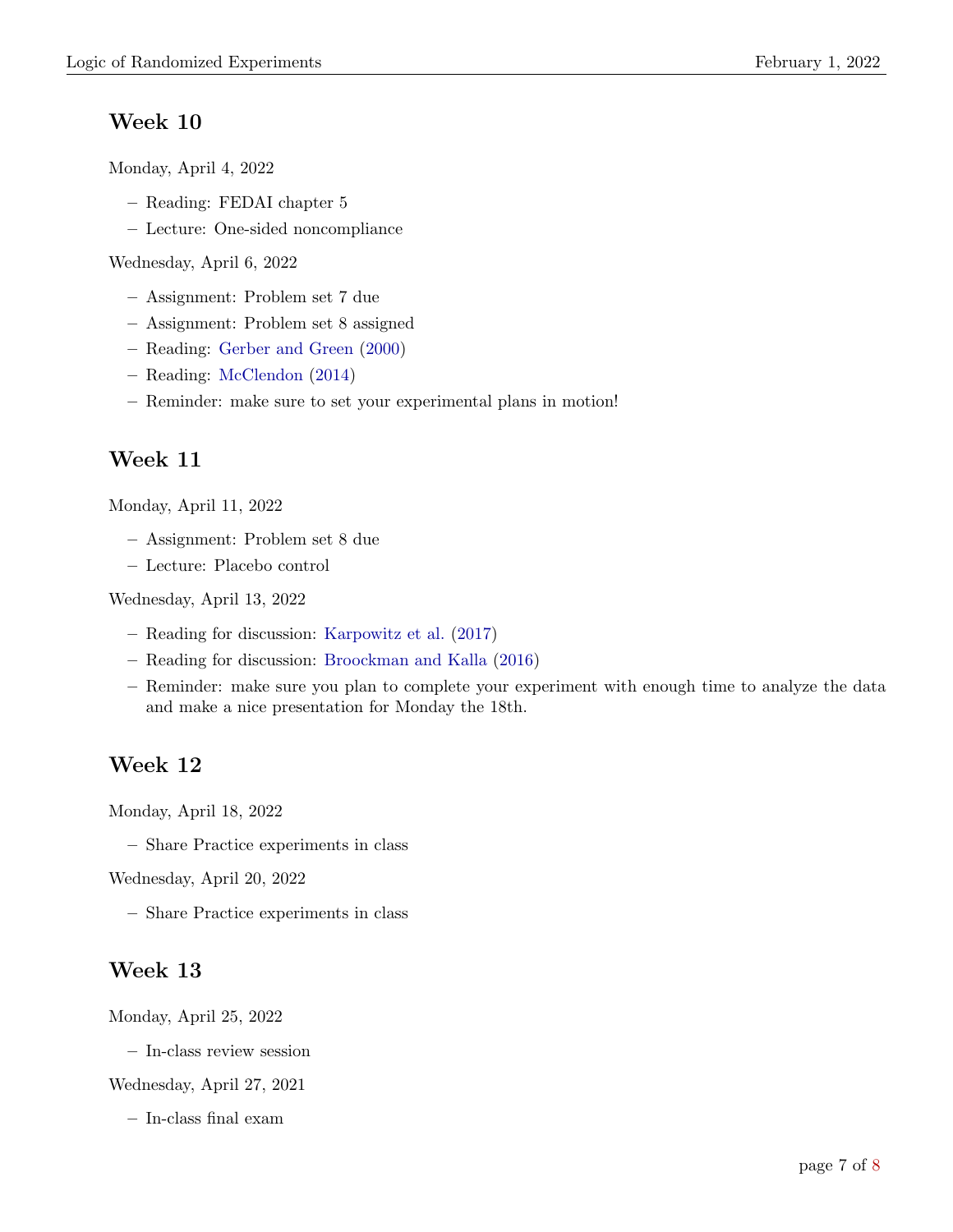## Week 10

Monday, April 4, 2022

- Reading: FEDAI chapter 5
- Lecture: One-sided noncompliance

Wednesday, April 6, 2022

- Assignment: Problem set 7 due
- Assignment: Problem set 8 assigned
- Reading: Gerber and Green (2000)
- Reading: McClendon (2014)
- Reminder: make sure to set your experimental plans in motion!

## Week 11

Monday, April 11, 2022

- Assignment: Problem set 8 due
- Lecture: Placebo control

Wednesday, April 13, 2022

- Reading for discussion: Karpowitz et al. (2017)
- Reading for discussion: Broockman and Kalla (2016)
- Reminder: make sure you plan to complete your experiment with enough time to analyze the data and make a nice presentation for Monday the 18th.

## Week 12

Monday, April 18, 2022

- Share Practice experiments in class

Wednesday, April 20, 2022

- Share Practice experiments in class

## Week 13

Monday, April 25, 2022

- In-class review session

Wednesday, April 27, 2021

- In-class final exam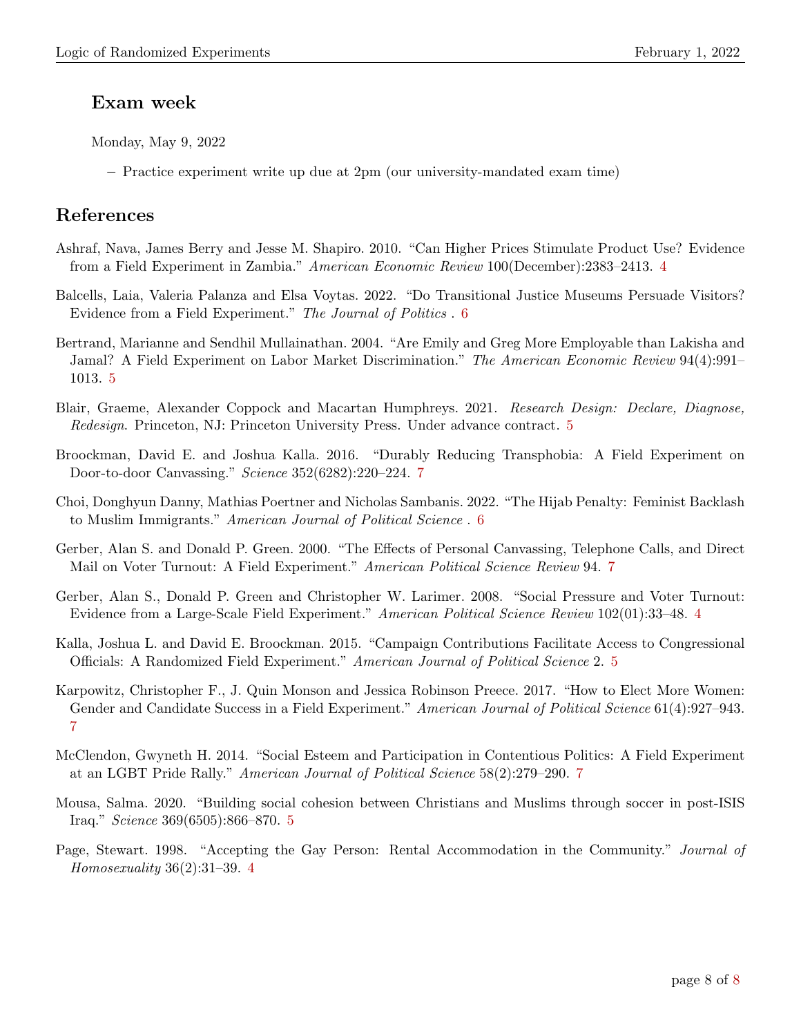## Exam week

Monday, May 9, 2022

– Practice experiment write up due at 2pm (our university-mandated exam time)

# References

Ashraf, Nava, James Berry and Jesse M. Shapiro. 2010. "Can Higher Prices Stimulate Product Use? Evidence from a Field Experiment in Zambia." *American Economic Review* 100(December):2383–2413. 4

Balcells, Laia, Valeria Palanza and Elsa Voytas. 2022. "Do Transitional Justice Museums Persuade Visitors? Evidence from a Field Experiment." *The Journal of Politics* . 6

Bertrand, Marianne and Sendhil Mullainathan. 2004. "Are Emily and Greg More Employable than Lakisha and Jamal? A Field Experiment on Labor Market Discrimination." *The American Economic Review* 94(4):991–1013. 5

Blair, Graeme, Alexander Coppock and Macartan Humphreys. 2021. *Research Design: Declare, Diagnose, Redesign*. Princeton, NJ: Princeton University Press. Under advance contract. 5

Broockman, David E. and Joshua Kalla. 2016. "Durably Reducing Transphobia: A Field Experiment on Door-to-door Canvassing." *Science* 352(6282):220–224. 7

Choi, Donghyun Danny, Mathias Poertner and Nicholas Sambanis. 2022. "The Hijab Penalty: Feminist Backlash to Muslim Immigrants." *American Journal of Political Science* . 6

Gerber, Alan S. and Donald P. Green. 2000. "The Effects of Personal Canvassing, Telephone Calls, and Direct Mail on Voter Turnout: A Field Experiment." *American Political Science Review* 94. 7

Gerber, Alan S., Donald P. Green and Christopher W. Larimer. 2008. "Social Pressure and Voter Turnout: Evidence from a Large-Scale Field Experiment." *American Political Science Review* 102(01):33–48. 4

Kalla, Joshua L. and David E. Broockman. 2015. "Campaign Contributions Facilitate Access to Congressional Officials: A Randomized Field Experiment." *American Journal of Political Science* 2. 5

Karpowitz, Christopher F., J. Quin Monson and Jessica Robinson Preece. 2017. "How to Elect More Women: Gender and Candidate Success in a Field Experiment." *American Journal of Political Science* 61(4):927–943. 7

McClendon, Gwyneth H. 2014. "Social Esteem and Participation in Contentious Politics: A Field Experiment at an LGBT Pride Rally." *American Journal of Political Science* 58(2):279–290. 7

Mousa, Salma. 2020. "Building social cohesion between Christians and Muslims through soccer in post-ISIS Iraq." *Science* 369(6505):866–870. 5

Page, Stewart. 1998. "Accepting the Gay Person: Rental Accommodation in the Community." *Journal of Homosexuality* 36(2):31–39. 4